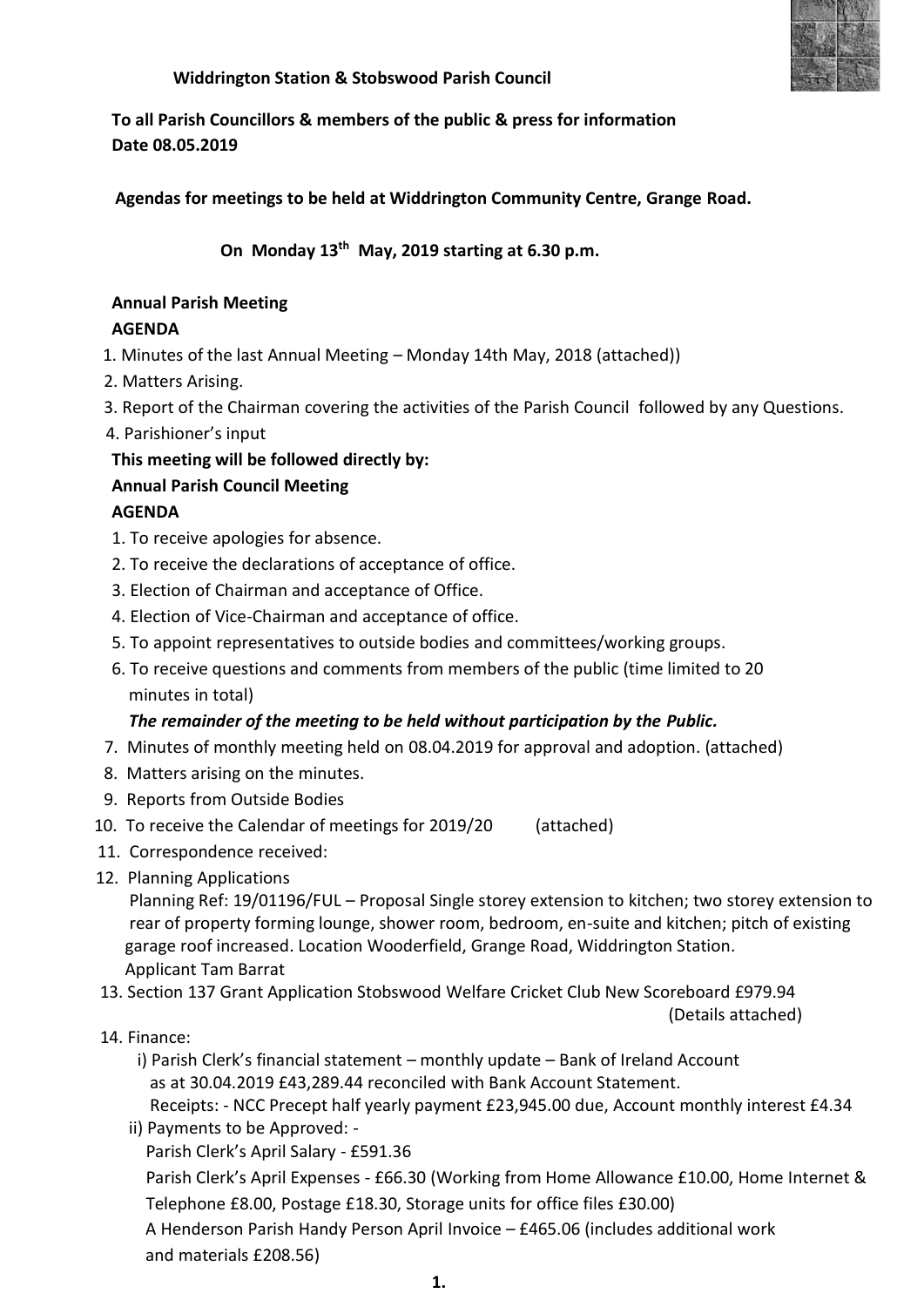**Widdrington Station & Stobswood Parish Council**

**To all Parish Councillors & members of the public & press for information**
**Date 08.05.2019**

**Agendas for meetings to be held at Widdrington Community Centre, Grange Road.**

**On Monday 13th May, 2019 starting at 6.30 p.m.**

**Annual Parish Meeting**

**AGENDA**

1. Minutes of the last Annual Meeting – Monday 14th May, 2018 (attached))
2. Matters Arising.
3. Report of the Chairman covering the activities of the Parish Council followed by any Questions.
4. Parishioner's input

**This meeting will be followed directly by:**

**Annual Parish Council Meeting**

**AGENDA**

1. To receive apologies for absence.
2. To receive the declarations of acceptance of office.
3. Election of Chairman and acceptance of Office.
4. Election of Vice-Chairman and acceptance of office.
5. To appoint representatives to outside bodies and committees/working groups.
6. To receive questions and comments from members of the public (time limited to 20 minutes in total)

   ***The remainder of the meeting to be held without participation by the Public.***

7. Minutes of monthly meeting held on 08.04.2019 for approval and adoption. (attached)
8. Matters arising on the minutes.
9. Reports from Outside Bodies
10. To receive the Calendar of meetings for 2019/20 (attached)
11. Correspondence received:
12. Planning Applications

    Planning Ref: 19/01196/FUL – Proposal Single storey extension to kitchen; two storey extension to rear of property forming lounge, shower room, bedroom, en-suite and kitchen; pitch of existing garage roof increased. Location Wooderfield, Grange Road, Widdrington Station.
    Applicant Tam Barrat
13. Section 137 Grant Application Stobswood Welfare Cricket Club New Scoreboard £979.94 (Details attached)
14. Finance:
    i) Parish Clerk's financial statement – monthly update – Bank of Ireland Account as at 30.04.2019 £43,289.44 reconciled with Bank Account Statement.
       Receipts: - NCC Precept half yearly payment £23,945.00 due, Account monthly interest £4.34

    ii) Payments to be Approved: -

       Parish Clerk's April Salary - £591.36

       Parish Clerk's April Expenses - £66.30 (Working from Home Allowance £10.00, Home Internet & Telephone £8.00, Postage £18.30, Storage units for office files £30.00)

       A Henderson Parish Handy Person April Invoice – £465.06 (includes additional work and materials £208.56)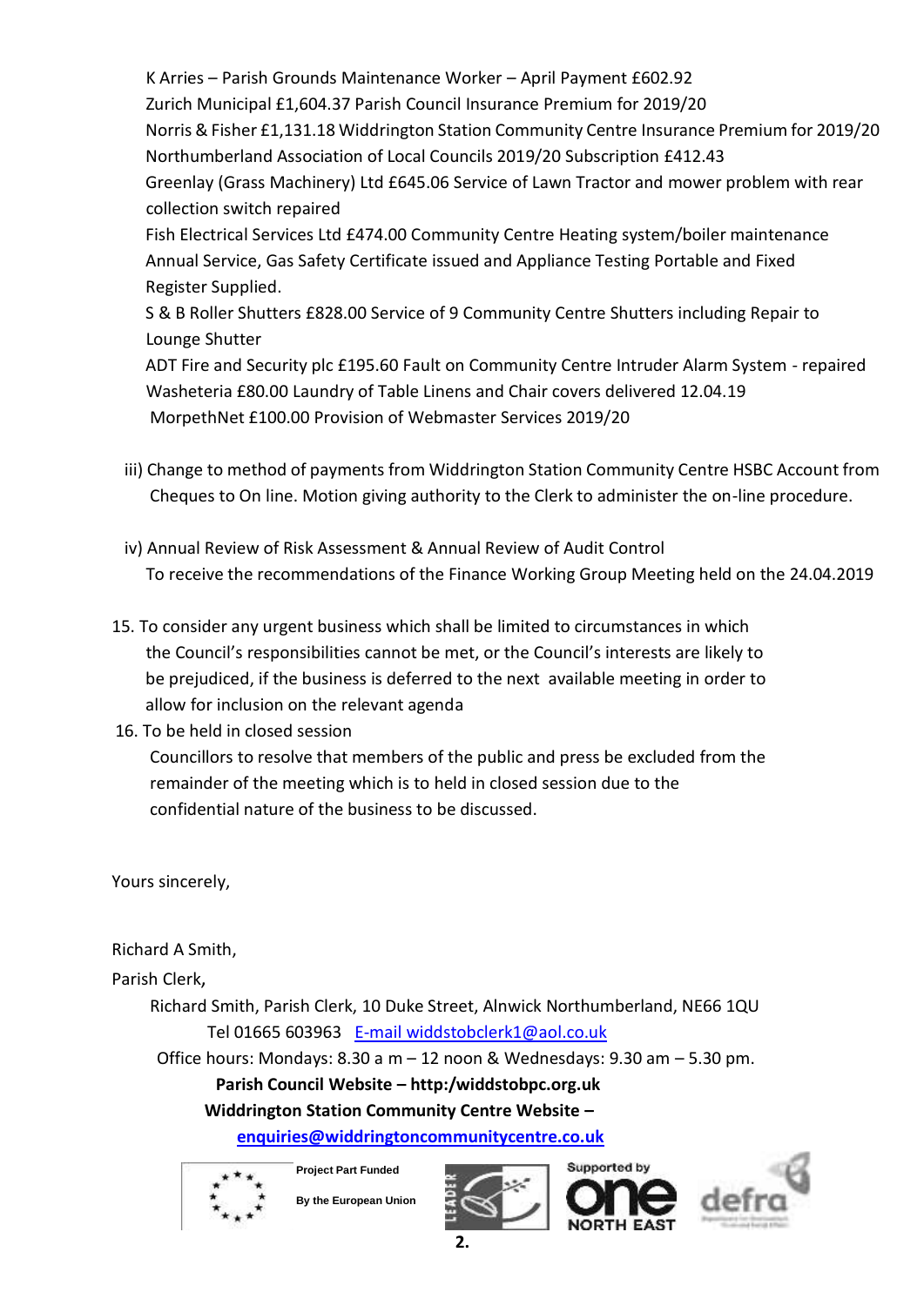K Arries – Parish Grounds Maintenance Worker – April Payment £602.92
Zurich Municipal £1,604.37 Parish Council Insurance Premium for 2019/20
Norris & Fisher £1,131.18 Widdrington Station Community Centre Insurance Premium for 2019/20
Northumberland Association of Local Councils 2019/20 Subscription £412.43
Greenlay (Grass Machinery) Ltd £645.06 Service of Lawn Tractor and mower problem with rear collection switch repaired
Fish Electrical Services Ltd £474.00 Community Centre Heating system/boiler maintenance Annual Service, Gas Safety Certificate issued and Appliance Testing Portable and Fixed Register Supplied.
S & B Roller Shutters £828.00 Service of 9 Community Centre Shutters including Repair to Lounge Shutter
ADT Fire and Security plc £195.60 Fault on Community Centre Intruder Alarm System - repaired
Washeteria £80.00 Laundry of Table Linens and Chair covers delivered 12.04.19
MorpethNet £100.00 Provision of Webmaster Services 2019/20

iii) Change to method of payments from Widdrington Station Community Centre HSBC Account from Cheques to On line. Motion giving authority to the Clerk to administer the on-line procedure.

iv) Annual Review of Risk Assessment & Annual Review of Audit Control
To receive the recommendations of the Finance Working Group Meeting held on the 24.04.2019

15. To consider any urgent business which shall be limited to circumstances in which the Council's responsibilities cannot be met, or the Council's interests are likely to be prejudiced, if the business is deferred to the next available meeting in order to allow for inclusion on the relevant agenda
16. To be held in closed session
Councillors to resolve that members of the public and press be excluded from the remainder of the meeting which is to held in closed session due to the confidential nature of the business to be discussed.

Yours sincerely,

Richard A Smith,

Parish Clerk,

Richard Smith, Parish Clerk, 10 Duke Street, Alnwick Northumberland, NE66 1QU
Tel 01665 603963 E-mail widdstobclerk1@aol.co.uk
Office hours: Mondays: 8.30 a m – 12 noon & Wednesdays: 9.30 am – 5.30 pm.

**Parish Council Website – http:/widdstobpc.org.uk**

**Widdrington Station Community Centre Website – enquiries@widdringtoncommunitycentre.co.uk**

**Project Part Funded By the European Union**

Supported by one NORTH EAST

defra